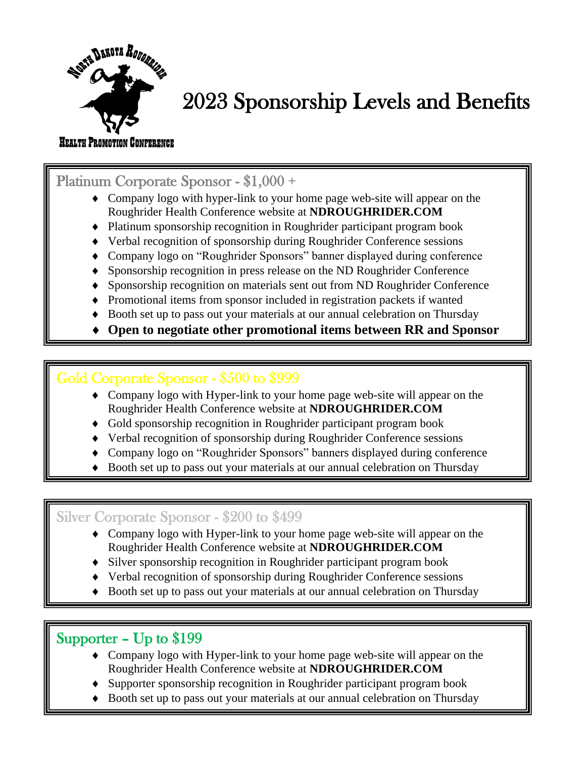North Dakota Roughrider

Health Promotion Conference

# 2023 Sponsorship Levels and Benefits

## Platinum Corporate Sponsor - $1,000 +

- Company logo with hyper-link to your home page web-site will appear on the Roughrider Health Conference website at **NDROUGHRIDER.COM**
- Platinum sponsorship recognition in Roughrider participant program book
- Verbal recognition of sponsorship during Roughrider Conference sessions
- Company logo on "Roughrider Sponsors" banner displayed during conference
- Sponsorship recognition in press release on the ND Roughrider Conference
- Sponsorship recognition on materials sent out from ND Roughrider Conference
- Promotional items from sponsor included in registration packets if wanted
- Booth set up to pass out your materials at our annual celebration on Thursday
- **Open to negotiate other promotional items between RR and Sponsor**

## Gold Corporate Sponsor - $500 to $999

- Company logo with Hyper-link to your home page web-site will appear on the Roughrider Health Conference website at **NDROUGHRIDER.COM**
- Gold sponsorship recognition in Roughrider participant program book
- Verbal recognition of sponsorship during Roughrider Conference sessions
- Company logo on "Roughrider Sponsors" banners displayed during conference
- Booth set up to pass out your materials at our annual celebration on Thursday

## Silver Corporate Sponsor - $200 to $499

- Company logo with Hyper-link to your home page web-site will appear on the Roughrider Health Conference website at **NDROUGHRIDER.COM**
- Silver sponsorship recognition in Roughrider participant program book
- Verbal recognition of sponsorship during Roughrider Conference sessions
- Booth set up to pass out your materials at our annual celebration on Thursday

## Supporter – Up to $199

- Company logo with Hyper-link to your home page web-site will appear on the Roughrider Health Conference website at **NDROUGHRIDER.COM**
- Supporter sponsorship recognition in Roughrider participant program book
- Booth set up to pass out your materials at our annual celebration on Thursday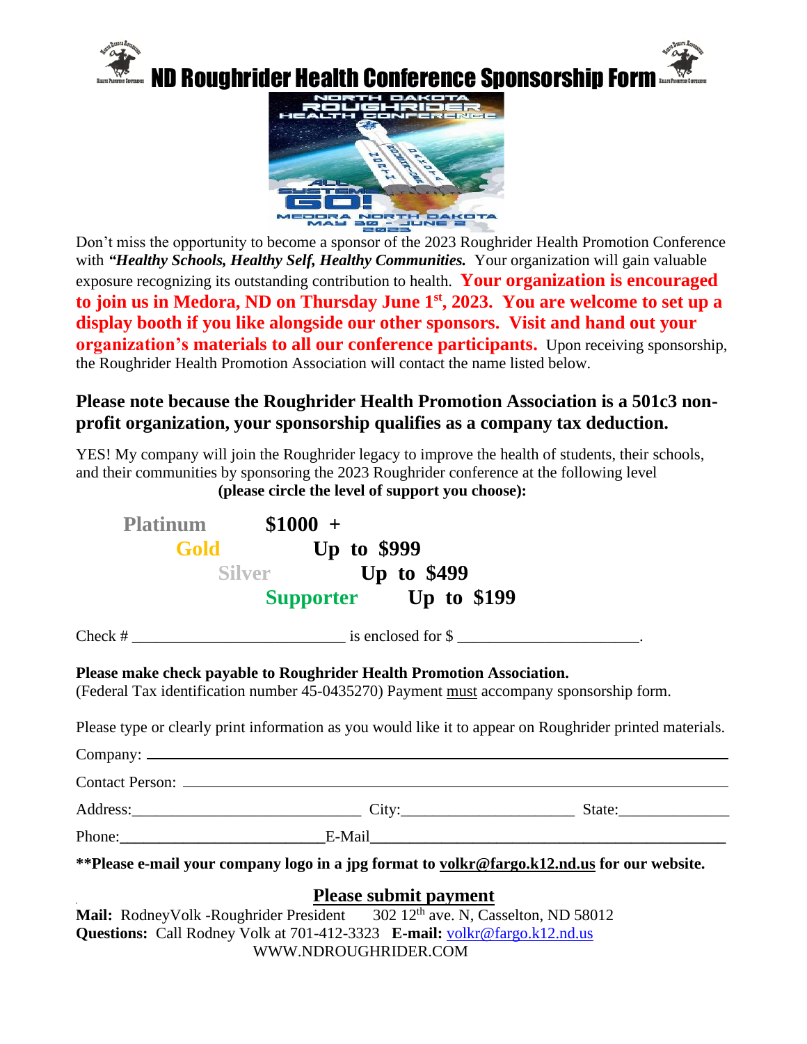# ND Roughrider Health Conference Sponsorship Form

Don't miss the opportunity to become a sponsor of the 2023 Roughrider Health Promotion Conference with ***"Healthy Schools, Healthy Self, Healthy Communities.*** Your organization will gain valuable exposure recognizing its outstanding contribution to health. **Your organization is encouraged to join us in Medora, ND on Thursday June 1st, 2023. You are welcome to set up a display booth if you like alongside our other sponsors. Visit and hand out your organization's materials to all our conference participants.** Upon receiving sponsorship, the Roughrider Health Promotion Association will contact the name listed below.

**Please note because the Roughrider Health Promotion Association is a 501c3 non-profit organization, your sponsorship qualifies as a company tax deduction.**

YES! My company will join the Roughrider legacy to improve the health of students, their schools, and their communities by sponsoring the 2023 Roughrider conference at the following level **(please circle the level of support you choose):**

**Platinum** **$1000 +**

**Gold** **Up to $999**

**Silver** **Up to $499**

**Supporter** **Up to $199**

Check # __________________________ is enclosed for $ ______________________.

**Please make check payable to Roughrider Health Promotion Association.**
(Federal Tax identification number 45-0435270) Payment must accompany sponsorship form.

Please type or clearly print information as you would like it to appear on Roughrider printed materials.

Company: ________________________________________________________________

Contact Person: ____________________________________________________________

Address:____________________________ City:_____________________ State:______________

Phone:__________________________E-Mail____________________________________________

**\*\*Please e-mail your company logo in a jpg format to volkr@fargo.k12.nd.us for our website.**

**Please submit payment**

**Mail:** RodneyVolk -Roughrider President 302 12th ave. N, Casselton, ND 58012
**Questions:** Call Rodney Volk at 701-412-3323 **E-mail:** volkr@fargo.k12.nd.us
WWW.NDROUGHRIDER.COM